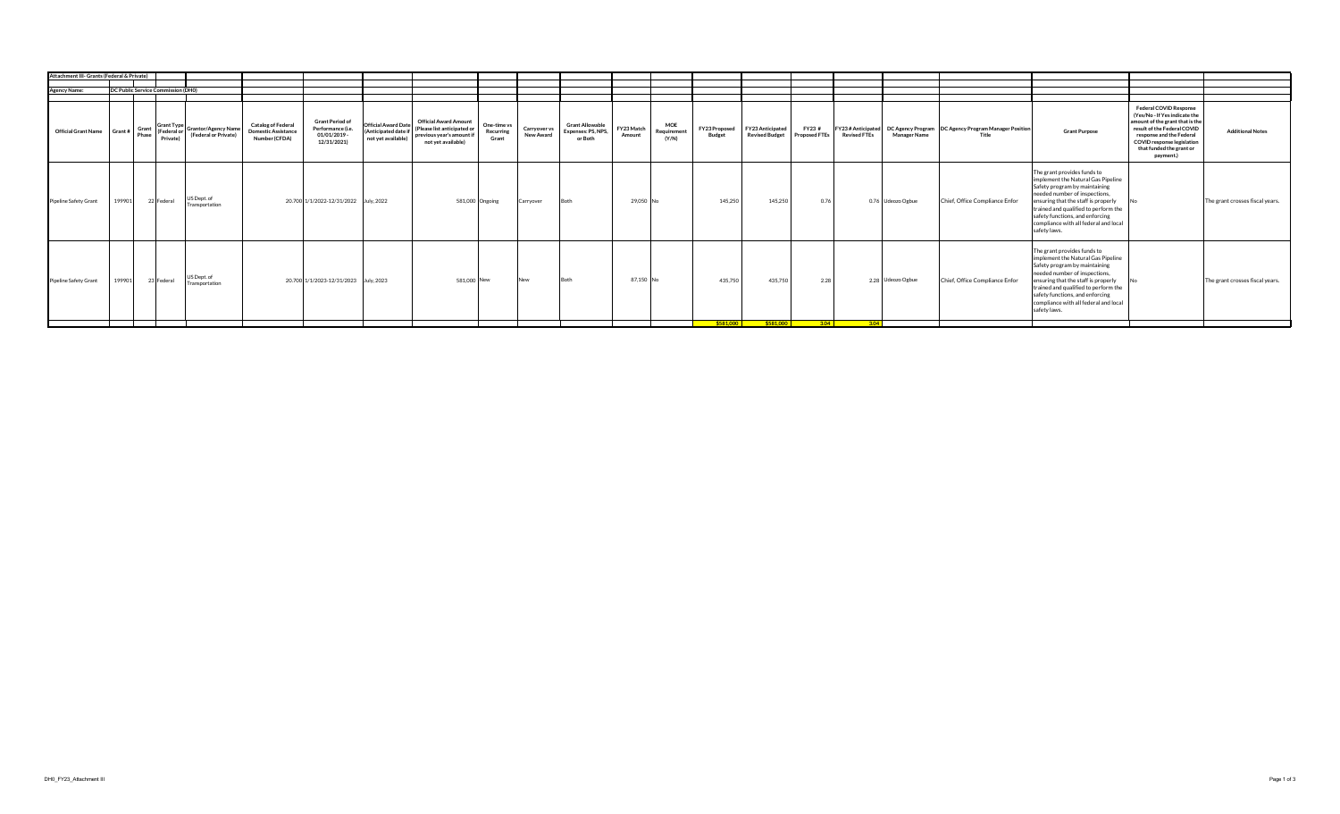| Attachment III- Grants (Federal & Private) | | | | | | | | | | | | | | | | | | | | | | | | |
|---|---|---|---|---|---|---|---|---|---|---|---|---|---|---|---|---|---|---|---|---|---|---|---|---|
| Agency Name: | DC Public Service Commission (DH0) | | | | | | | | | | | | | | | | | | | | | | | |
| Official Grant Name | Grant # | Grant Phase | Grant Type (Federal or Private) | Grantor/Agency Name (Federal or Private) | Catalog of Federal Domestic Assistance Number (CFDA) | Grant Period of Performance (i.e. 01/01/2019 - 12/31/2021) | Official Award Date (Anticipated date if not yet available) | Official Award Amount (Please list anticipated or previous year's amount if not yet available) | One-time vs Recurring Grant | Carryover vs New Award | Grant Allowable Expenses: PS, NPS, or Both | FY23 Match Amount | MOE Requirement (Y/N) | FY23 Proposed Budget | FY23 Anticipated Revised Budget | FY23 # Proposed FTEs | FY23 # Anticipated Revised FTEs | DC Agency Program Manager Name | DC Agency Program Manager Position Title | Grant Purpose | Federal COVID Response (Yes/No - If Yes indicate the amount of the grant that is the result of the Federal COVID response and the Federal COVID response legislation that funded the grant or payment.) | Additional Notes |
| Pipeline Safety Grant | 199901 | 22 | Federal | US Dept. of Transportation | 20.700 | 1/1/2022-12/31/2022 | July, 2022 | 581,000 | Ongoing | Carryover | Both | 29,050 | No | 145,250 | 145,250 | 0.76 | 0.76 | Udeozo Ogbue | Chief, Office Compliance Enfor | The grant provides funds to implement the Natural Gas Pipeline Safety program by maintaining needed number of inspections, ensuring that the staff is properly trained and qualified to perform the safety functions, and enforcing compliance with all federal and local safety laws. | No | The grant crosses fiscal years. |
| Pipeline Safety Grant | 199901 | 23 | Federal | US Dept. of Transportation | 20.700 | 1/1/2023-12/31/2023 | July, 2023 | 581,000 | New | New | Both | 87,150 | No | 435,750 | 435,750 | 2.28 | 2.28 | Udeozo Ogbue | Chief, Office Compliance Enfor | The grant provides funds to implement the Natural Gas Pipeline Safety program by maintaining needed number of inspections, ensuring that the staff is properly trained and qualified to perform the safety functions, and enforcing compliance with all federal and local safety laws. | No | The grant crosses fiscal years. |
| | | | | | | | | | | | | | | $581,000 | $581,000 | 3.04 | 3.04 | | | | | |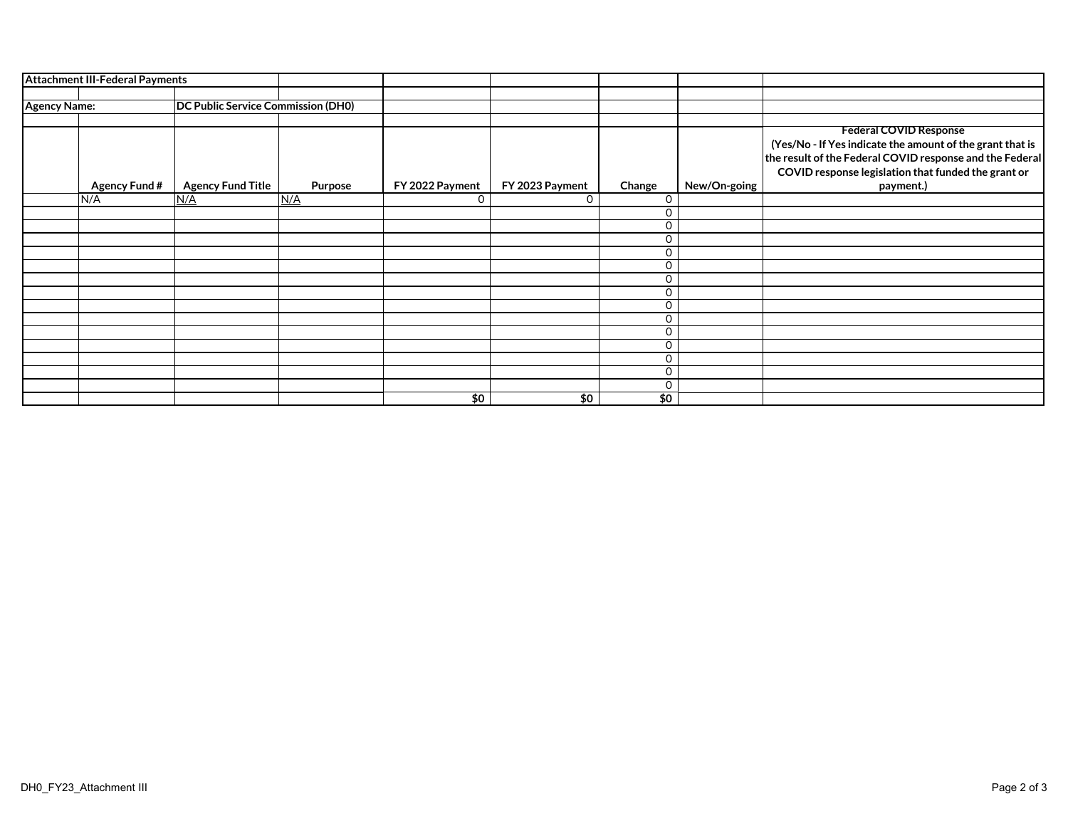**Attachment III-Federal Payments**

**Agency Name:** **DC Public Service Commission (DH0)**

| | Agency Fund # | Agency Fund Title | Purpose | FY 2022 Payment | FY 2023 Payment | Change | New/On-going | Federal COVID Response (Yes/No - If Yes indicate the amount of the grant that is the result of the Federal COVID response and the Federal COVID response legislation that funded the grant or payment.) |
|---|---|---|---|---|---|---|---|---|
| | N/A | N/A | N/A | 0 | 0 | 0 | | |
| | | | | | | 0 | | |
| | | | | | | 0 | | |
| | | | | | | 0 | | |
| | | | | | | 0 | | |
| | | | | | | 0 | | |
| | | | | | | 0 | | |
| | | | | | | 0 | | |
| | | | | | | 0 | | |
| | | | | | | 0 | | |
| | | | | | | 0 | | |
| | | | | | | 0 | | |
| | | | | | | 0 | | |
| | | | | | | 0 | | |
| | | | | | | 0 | | |
| | | | | **$0** | **$0** | **$0** | | |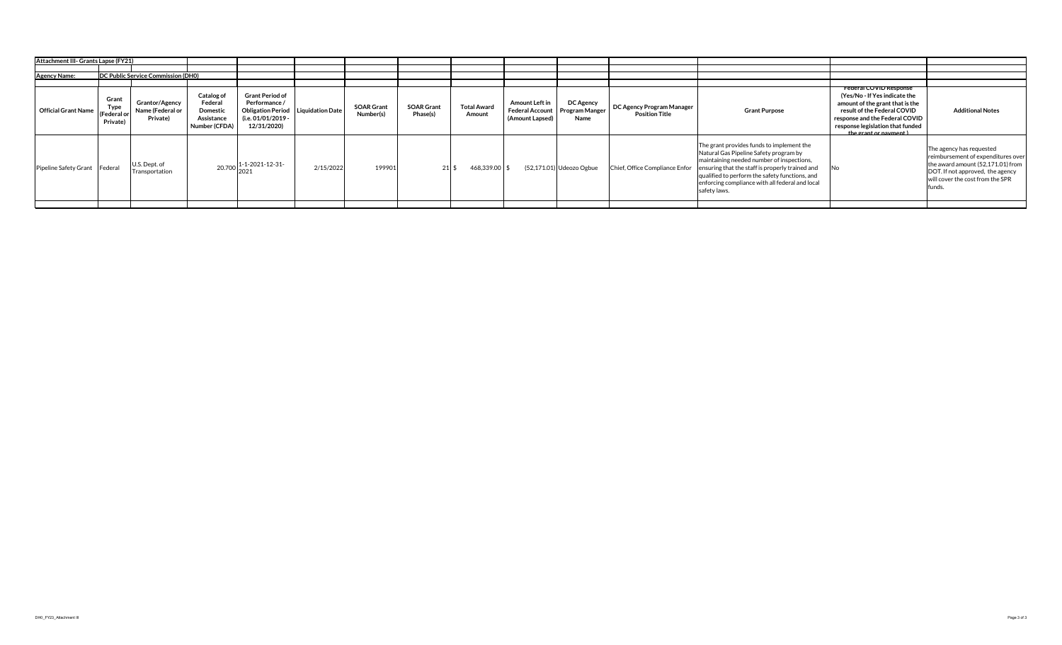| Attachment III- Grants Lapse (FY21) | | | | | | | | | | | | | | |
|---|---|---|---|---|---|---|---|---|---|---|---|---|---|---|
| **Agency Name:** | **DC Public Service Commission (DH0)** | | | | | | | | | | | | | |
| **Official Grant Name** | **Grant Type (Federal or Private)** | **Grantor/Agency Name (Federal or Private)** | **Catalog of Federal Domestic Assistance Number (CFDA)** | **Grant Period of Performance / Obligation Period (i.e. 01/01/2019 - 12/31/2020)** | **Liquidation Date** | **SOAR Grant Number(s)** | **SOAR Grant Phase(s)** | **Total Award Amount** | **Amount Left in Federal Account (Amount Lapsed)** | **DC Agency Program Manger Name** | **DC Agency Program Manager Position Title** | **Grant Purpose** | **Federal COVID Response (Yes/No - If Yes indicate the amount of the grant that is the result of the Federal COVID response and the Federal COVID response legislation that funded the grant or payment )** | **Additional Notes** |
| Pipeline Safety Grant | Federal | U.S. Dept. of Transportation | 20.700 | 1-1-2021-12-31-2021 | 2/15/2022 | 199901 | 21 | $ 468,339.00 | $ (52,171.01) | Udeozo Ogbue | Chief, Office Compliance Enfor | The grant provides funds to implement the Natural Gas Pipeline Safety program by maintaining needed number of inspections, ensuring that the staff is properly trained and qualified to perform the safety functions, and enforcing compliance with all federal and local safety laws. | No | The agency has requested reimbursement of expenditures over the award amount (52,171.01) from DOT. If not approved, the agency will cover the cost from the SPR funds. |